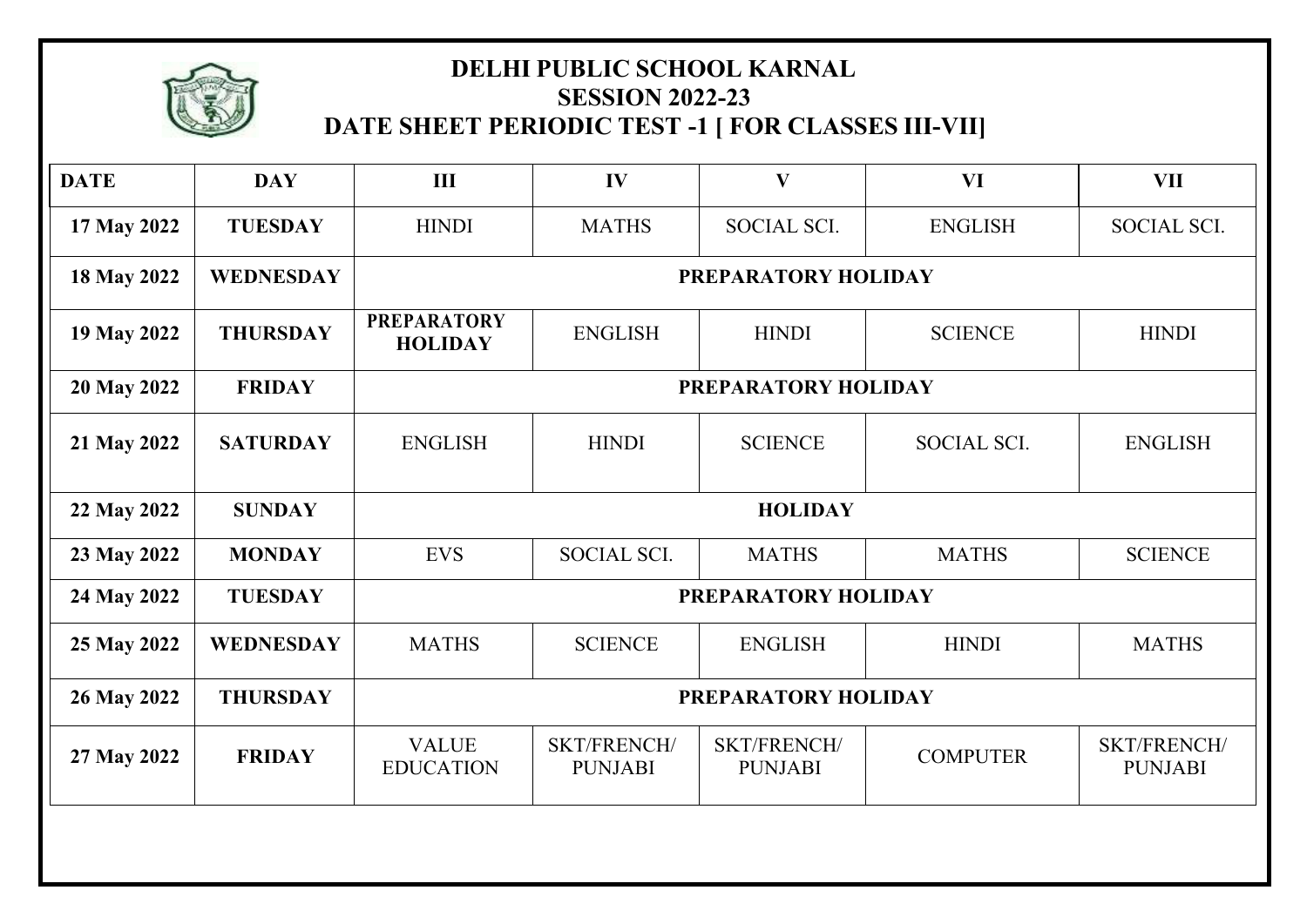# DELHI PUBLIC SCHOOL KARNAL
## SESSION 2022-23
## DATE SHEET PERIODIC TEST -1 [ FOR CLASSES III-VII]

| DATE | DAY | III | IV | V | VI | VII |
|---|---|---|---|---|---|---|
| 17 May 2022 | TUESDAY | HINDI | MATHS | SOCIAL SCI. | ENGLISH | SOCIAL SCI. |
| 18 May 2022 | WEDNESDAY | PREPARATORY HOLIDAY | | | | |
| 19 May 2022 | THURSDAY | PREPARATORY HOLIDAY | ENGLISH | HINDI | SCIENCE | HINDI |
| 20 May 2022 | FRIDAY | PREPARATORY HOLIDAY | | | | |
| 21 May 2022 | SATURDAY | ENGLISH | HINDI | SCIENCE | SOCIAL SCI. | ENGLISH |
| 22 May 2022 | SUNDAY | HOLIDAY | | | | |
| 23 May 2022 | MONDAY | EVS | SOCIAL SCI. | MATHS | MATHS | SCIENCE |
| 24 May 2022 | TUESDAY | PREPARATORY HOLIDAY | | | | |
| 25 May 2022 | WEDNESDAY | MATHS | SCIENCE | ENGLISH | HINDI | MATHS |
| 26 May 2022 | THURSDAY | PREPARATORY HOLIDAY | | | | |
| 27 May 2022 | FRIDAY | VALUE EDUCATION | SKT/FRENCH/ PUNJABI | SKT/FRENCH/ PUNJABI | COMPUTER | SKT/FRENCH/ PUNJABI |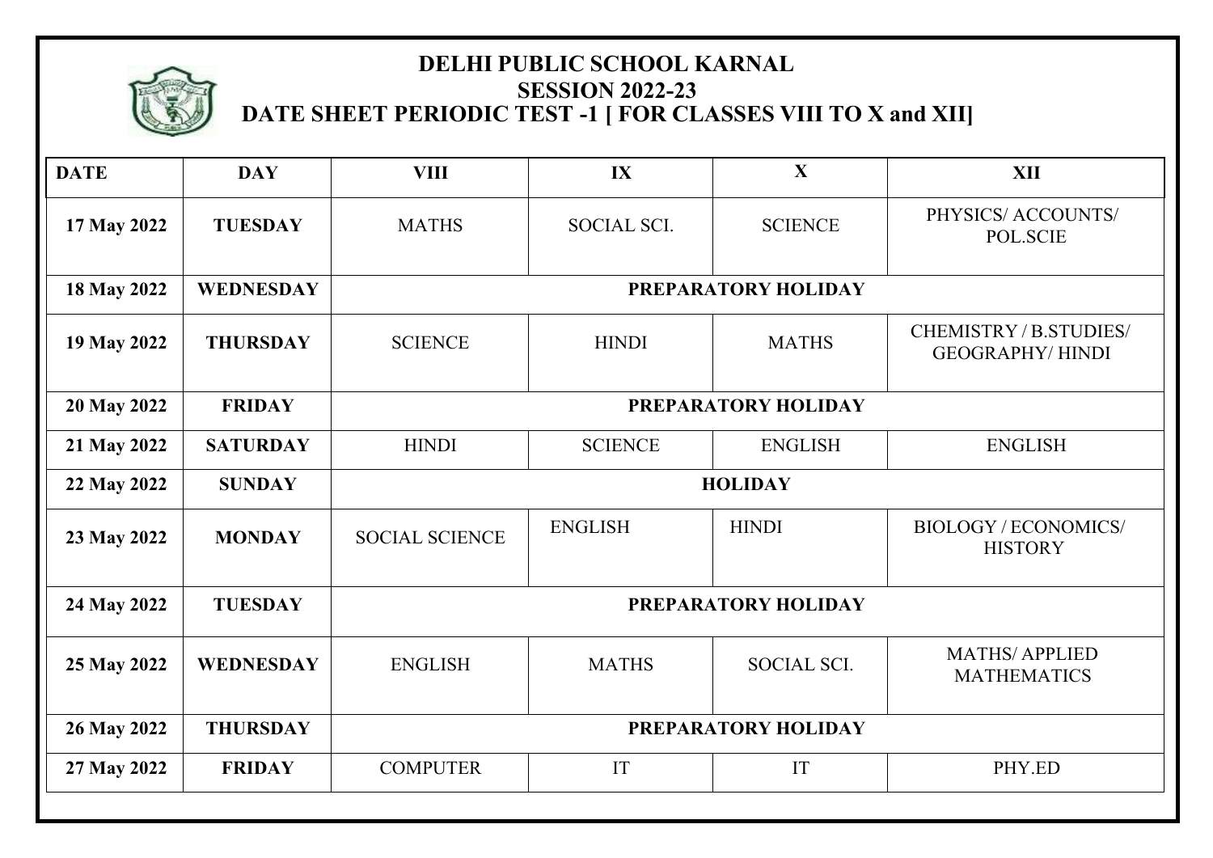# DELHI PUBLIC SCHOOL KARNAL

## SESSION 2022-23

## DATE SHEET PERIODIC TEST -1 [ FOR CLASSES VIII TO X and XII]

| DATE | DAY | VIII | IX | X | XII |
|---|---|---|---|---|---|
| 17 May 2022 | TUESDAY | MATHS | SOCIAL SCI. | SCIENCE | PHYSICS/ ACCOUNTS/ POL.SCIE |
| 18 May 2022 | WEDNESDAY | PREPARATORY HOLIDAY | | | |
| 19 May 2022 | THURSDAY | SCIENCE | HINDI | MATHS | CHEMISTRY / B.STUDIES/ GEOGRAPHY/ HINDI |
| 20 May 2022 | FRIDAY | PREPARATORY HOLIDAY | | | |
| 21 May 2022 | SATURDAY | HINDI | SCIENCE | ENGLISH | ENGLISH |
| 22 May 2022 | SUNDAY | HOLIDAY | | | |
| 23 May 2022 | MONDAY | SOCIAL SCIENCE | ENGLISH | HINDI | BIOLOGY / ECONOMICS/ HISTORY |
| 24 May 2022 | TUESDAY | PREPARATORY HOLIDAY | | | |
| 25 May 2022 | WEDNESDAY | ENGLISH | MATHS | SOCIAL SCI. | MATHS/ APPLIED MATHEMATICS |
| 26 May 2022 | THURSDAY | PREPARATORY HOLIDAY | | | |
| 27 May 2022 | FRIDAY | COMPUTER | IT | IT | PHY.ED |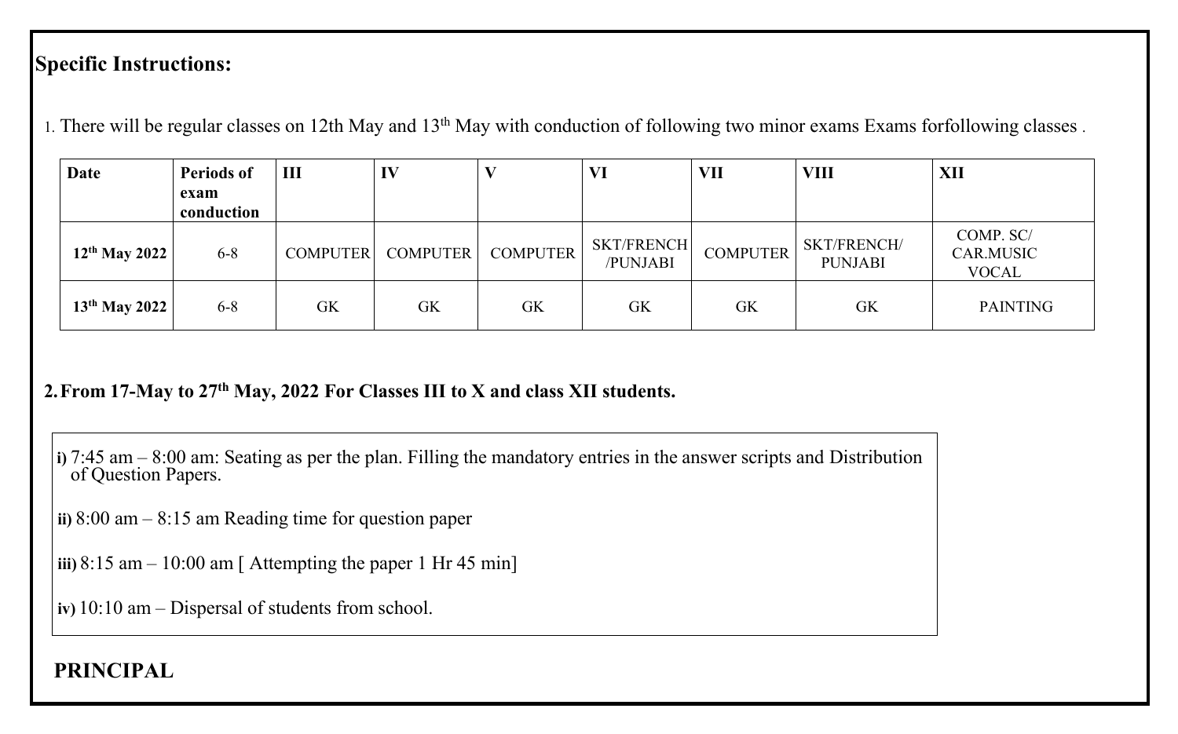## Specific Instructions:

1. There will be regular classes on 12th May and 13th May with conduction of following two minor exams Exams forfollowing classes .

| Date | Periods of exam conduction | III | IV | V | VI | VII | VIII | XII |
|---|---|---|---|---|---|---|---|---|
| 12th May 2022 | 6-8 | COMPUTER | COMPUTER | COMPUTER | SKT/FRENCH /PUNJABI | COMPUTER | SKT/FRENCH/ PUNJABI | COMP. SC/ CAR.MUSIC VOCAL |
| 13th May 2022 | 6-8 | GK | GK | GK | GK | GK | GK | PAINTING |

**2. From 17-May to 27th May, 2022 For Classes III to X and class XII students.**

**i)** 7:45 am – 8:00 am: Seating as per the plan. Filling the mandatory entries in the answer scripts and Distribution of Question Papers.

**ii)** 8:00 am – 8:15 am Reading time for question paper

**iii)** 8:15 am – 10:00 am [ Attempting the paper 1 Hr 45 min]

**iv)** 10:10 am – Dispersal of students from school.

**PRINCIPAL**